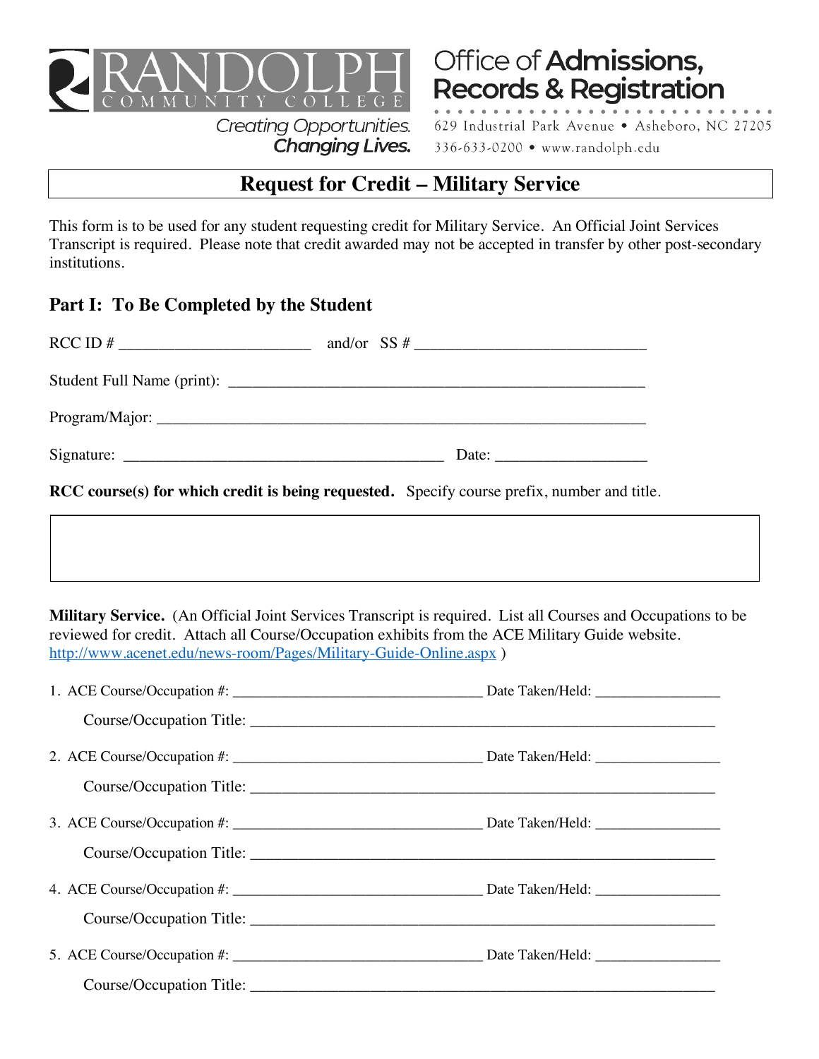RANDOLPH COMMUNITY COLLEGE

*Creating Opportunities. Changing Lives.*

**Office of Admissions, Records & Registration**

629 Industrial Park Avenue • Asheboro, NC 27205

336-633-0200 • www.randolph.edu

# Request for Credit – Military Service

This form is to be used for any student requesting credit for Military Service. An Official Joint Services Transcript is required. Please note that credit awarded may not be accepted in transfer by other post-secondary institutions.

## Part I: To Be Completed by the Student

RCC ID # ________________________ and/or SS # _____________________________

Student Full Name (print): ____________________________________________________

Program/Major: ____________________________________________________________

Signature: ________________________________________ Date: ___________________

**RCC course(s) for which credit is being requested.** Specify course prefix, number and title.

**Military Service.** (An Official Joint Services Transcript is required. List all Courses and Occupations to be reviewed for credit. Attach all Course/Occupation exhibits from the ACE Military Guide website. http://www.acenet.edu/news-room/Pages/Military-Guide-Online.aspx )

1. ACE Course/Occupation #: ________________________________ Date Taken/Held: ________________

   Course/Occupation Title: ___________________________________________________________

2. ACE Course/Occupation #: ________________________________ Date Taken/Held: ________________

   Course/Occupation Title: ___________________________________________________________

3. ACE Course/Occupation #: ________________________________ Date Taken/Held: ________________

   Course/Occupation Title: ___________________________________________________________

4. ACE Course/Occupation #: ________________________________ Date Taken/Held: ________________

   Course/Occupation Title: ___________________________________________________________

5. ACE Course/Occupation #: ________________________________ Date Taken/Held: ________________

   Course/Occupation Title: ___________________________________________________________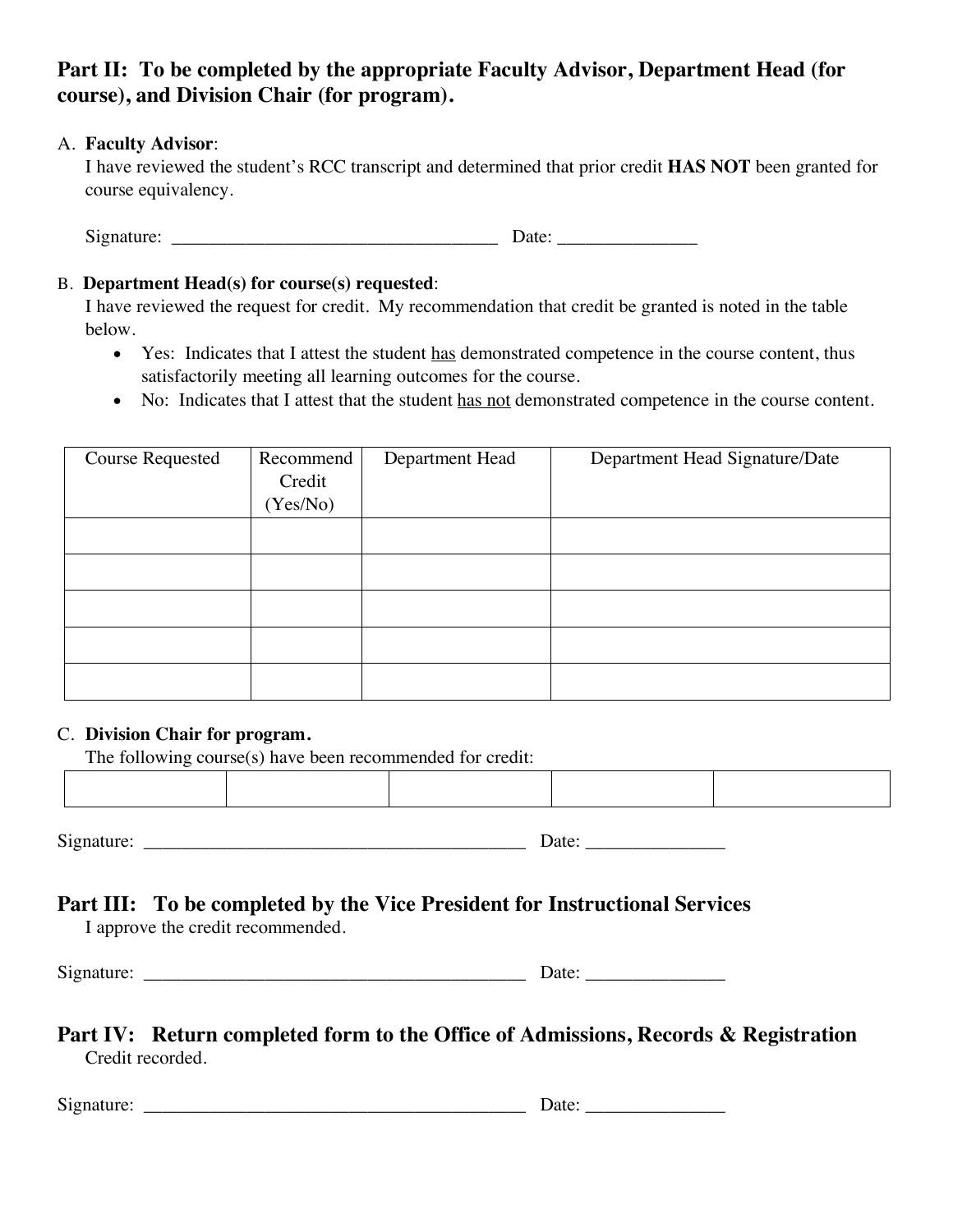## Part II: To be completed by the appropriate Faculty Advisor, Department Head (for course), and Division Chair (for program).

A. **Faculty Advisor**:
I have reviewed the student's RCC transcript and determined that prior credit **HAS NOT** been granted for course equivalency.

Signature: ___________________________________ Date: ______________

B. **Department Head(s) for course(s) requested**:
I have reviewed the request for credit. My recommendation that credit be granted is noted in the table below.

- Yes: Indicates that I attest the student has demonstrated competence in the course content, thus satisfactorily meeting all learning outcomes for the course.
- No: Indicates that I attest that the student has not demonstrated competence in the course content.

| Course Requested | Recommend Credit (Yes/No) | Department Head | Department Head Signature/Date |
|---|---|---|---|
| | | | |
| | | | |
| | | | |
| | | | |
| | | | |

C. **Division Chair for program.**
The following course(s) have been recommended for credit:

| | | | | |
|---|---|---|---|---|
| | | | | |

Signature: _________________________________________ Date: ______________

## Part III: To be completed by the Vice President for Instructional Services

I approve the credit recommended.

Signature: _________________________________________ Date: ______________

## Part IV: Return completed form to the Office of Admissions, Records & Registration

Credit recorded.

Signature: _________________________________________ Date: ______________